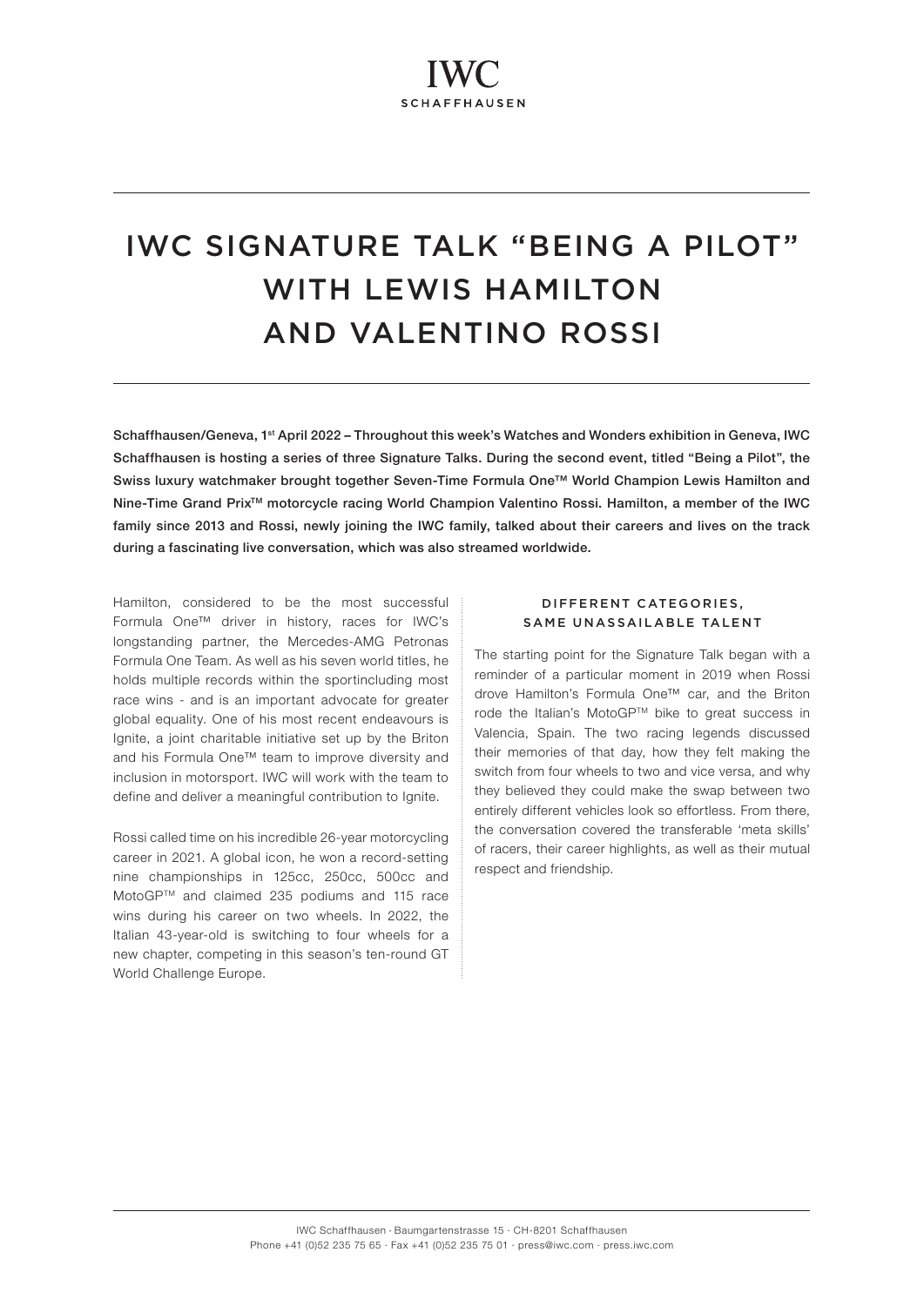# IWC SIGNATURE TALK "BEING A PILOT" WITH LEWIS HAMILTON AND VALENTINO ROSSI

**Schaffhausen/Geneva, 1st April 2022 – Throughout this week's Watches and Wonders exhibition in Geneva, IWC Schaffhausen is hosting a series of three Signature Talks. During the second event, titled "Being a Pilot", the Swiss luxury watchmaker brought together Seven-Time Formula One™ World Champion Lewis Hamilton and Nine-Time Grand Prix™ motorcycle racing World Champion Valentino Rossi. Hamilton, a member of the IWC family since 2013 and Rossi, newly joining the IWC family, talked about their careers and lives on the track during a fascinating live conversation, which was also streamed worldwide.**

Hamilton, considered to be the most successful Formula One™ driver in history, races for IWC's longstanding partner, the Mercedes-AMG Petronas Formula One Team. As well as his seven world titles, he holds multiple records within the sportincluding most race wins - and is an important advocate for greater global equality. One of his most recent endeavours is Ignite, a joint charitable initiative set up by the Briton and his Formula One™ team to improve diversity and inclusion in motorsport. IWC will work with the team to define and deliver a meaningful contribution to Ignite.

Rossi called time on his incredible 26-year motorcycling career in 2021. A global icon, he won a record-setting nine championships in 125cc, 250cc, 500cc and MotoGP™ and claimed 235 podiums and 115 race wins during his career on two wheels. In 2022, the Italian 43-year-old is switching to four wheels for a new chapter, competing in this season's ten-round GT World Challenge Europe.

## DIFFERENT CATEGORIES, SAME UNASSAILABLE TALENT

The starting point for the Signature Talk began with a reminder of a particular moment in 2019 when Rossi drove Hamilton's Formula One™ car, and the Briton rode the Italian's MotoGP™ bike to great success in Valencia, Spain. The two racing legends discussed their memories of that day, how they felt making the switch from four wheels to two and vice versa, and why they believed they could make the swap between two entirely different vehicles look so effortless. From there, the conversation covered the transferable 'meta skills' of racers, their career highlights, as well as their mutual respect and friendship.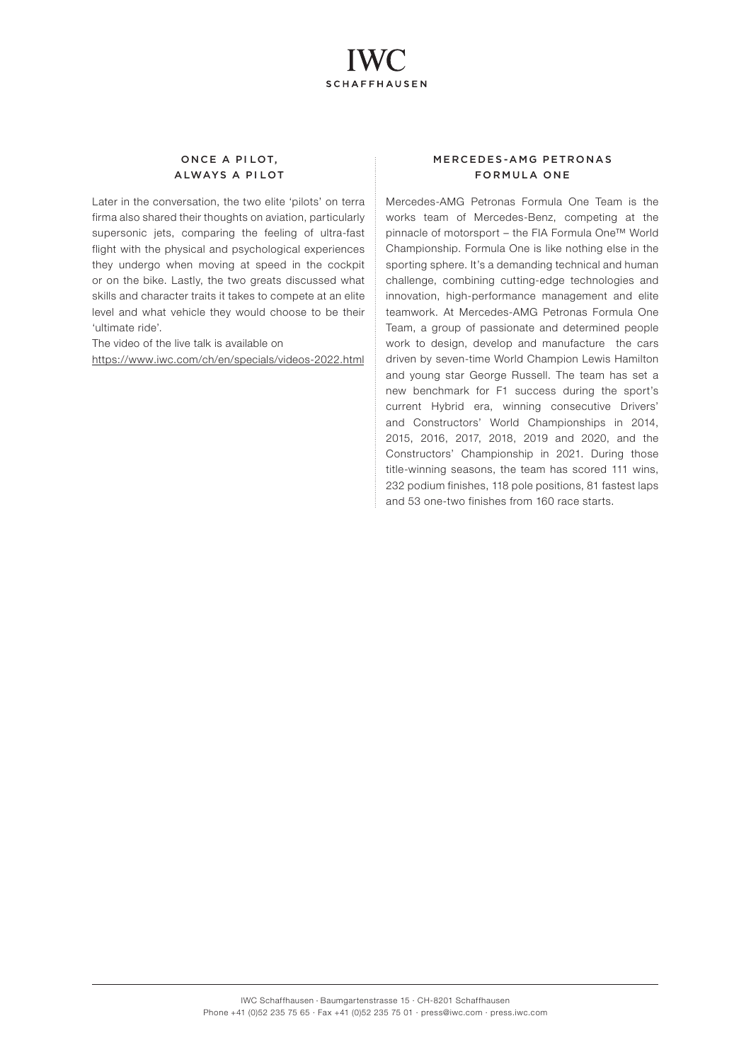## ONCE A PILOT, ALWAYS A PILOT

Later in the conversation, the two elite 'pilots' on terra firma also shared their thoughts on aviation, particularly supersonic jets, comparing the feeling of ultra-fast flight with the physical and psychological experiences they undergo when moving at speed in the cockpit or on the bike. Lastly, the two greats discussed what skills and character traits it takes to compete at an elite level and what vehicle they would choose to be their 'ultimate ride'.

The video of the live talk is available on https://www.iwc.com/ch/en/specials/videos-2022.html

## MERCEDES-AMG PETRONAS FORMULA ONE

Mercedes-AMG Petronas Formula One Team is the works team of Mercedes-Benz, competing at the pinnacle of motorsport – the FIA Formula One™ World Championship. Formula One is like nothing else in the sporting sphere. It's a demanding technical and human challenge, combining cutting-edge technologies and innovation, high-performance management and elite teamwork. At Mercedes-AMG Petronas Formula One Team, a group of passionate and determined people work to design, develop and manufacture the cars driven by seven-time World Champion Lewis Hamilton and young star George Russell. The team has set a new benchmark for F1 success during the sport's current Hybrid era, winning consecutive Drivers' and Constructors' World Championships in 2014, 2015, 2016, 2017, 2018, 2019 and 2020, and the Constructors' Championship in 2021. During those title-winning seasons, the team has scored 111 wins, 232 podium finishes, 118 pole positions, 81 fastest laps and 53 one-two finishes from 160 race starts.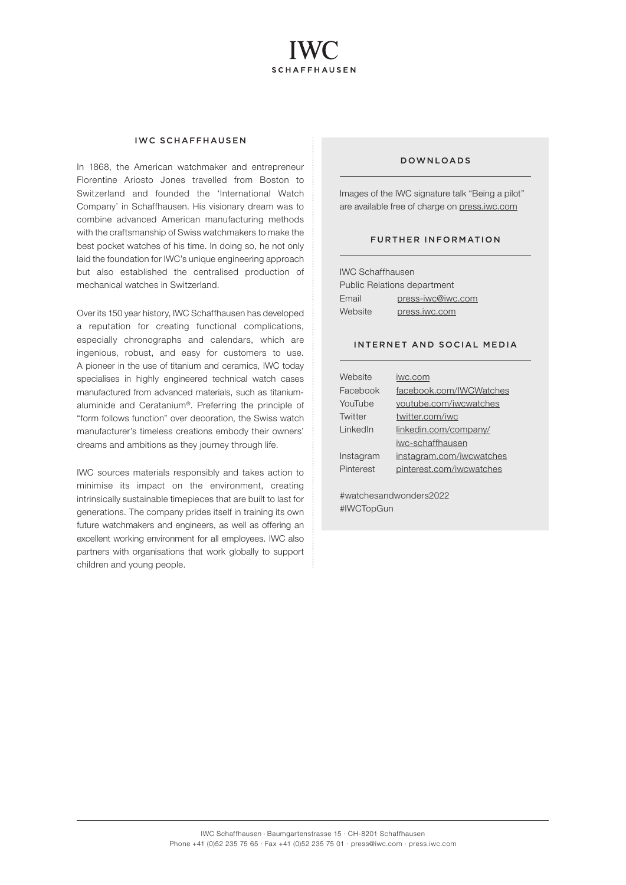# IWC SCHAFFHAUSEN

## IWC SCHAFFHAUSEN

In 1868, the American watchmaker and entrepreneur Florentine Ariosto Jones travelled from Boston to Switzerland and founded the 'International Watch Company' in Schaffhausen. His visionary dream was to combine advanced American manufacturing methods with the craftsmanship of Swiss watchmakers to make the best pocket watches of his time. In doing so, he not only laid the foundation for IWC's unique engineering approach but also established the centralised production of mechanical watches in Switzerland.

Over its 150 year history, IWC Schaffhausen has developed a reputation for creating functional complications, especially chronographs and calendars, which are ingenious, robust, and easy for customers to use. A pioneer in the use of titanium and ceramics, IWC today specialises in highly engineered technical watch cases manufactured from advanced materials, such as titanium-aluminide and Ceratanium®. Preferring the principle of "form follows function" over decoration, the Swiss watch manufacturer's timeless creations embody their owners' dreams and ambitions as they journey through life.

IWC sources materials responsibly and takes action to minimise its impact on the environment, creating intrinsically sustainable timepieces that are built to last for generations. The company prides itself in training its own future watchmakers and engineers, as well as offering an excellent working environment for all employees. IWC also partners with organisations that work globally to support children and young people.

## DOWNLOADS

Images of the IWC signature talk "Being a pilot" are available free of charge on press.iwc.com

## FURTHER INFORMATION

IWC Schaffhausen
Public Relations department

| | |
|---|---|
| Email | press-iwc@iwc.com |
| Website | press.iwc.com |

## INTERNET AND SOCIAL MEDIA

| | |
|---|---|
| Website | iwc.com |
| Facebook | facebook.com/IWCWatches |
| YouTube | youtube.com/iwcwatches |
| Twitter | twitter.com/iwc |
| LinkedIn | linkedin.com/company/iwc-schaffhausen |
| Instagram | instagram.com/iwcwatches |
| Pinterest | pinterest.com/iwcwatches |

#watchesandwonders2022
#IWCTopGun

IWC Schaffhausen · Baumgartenstrasse 15 · CH-8201 Schaffhausen
Phone +41 (0)52 235 75 65 · Fax +41 (0)52 235 75 01 · press@iwc.com · press.iwc.com